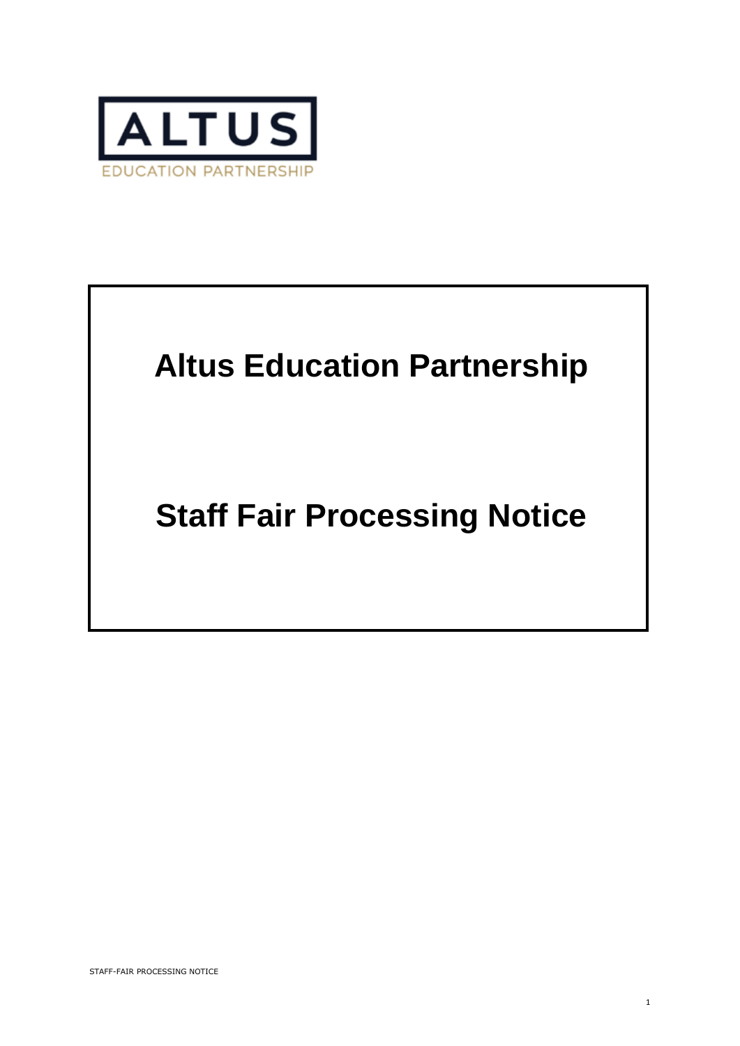ALTUS

EDUCATION PARTNERSHIP

# Altus Education Partnership

# Staff Fair Processing Notice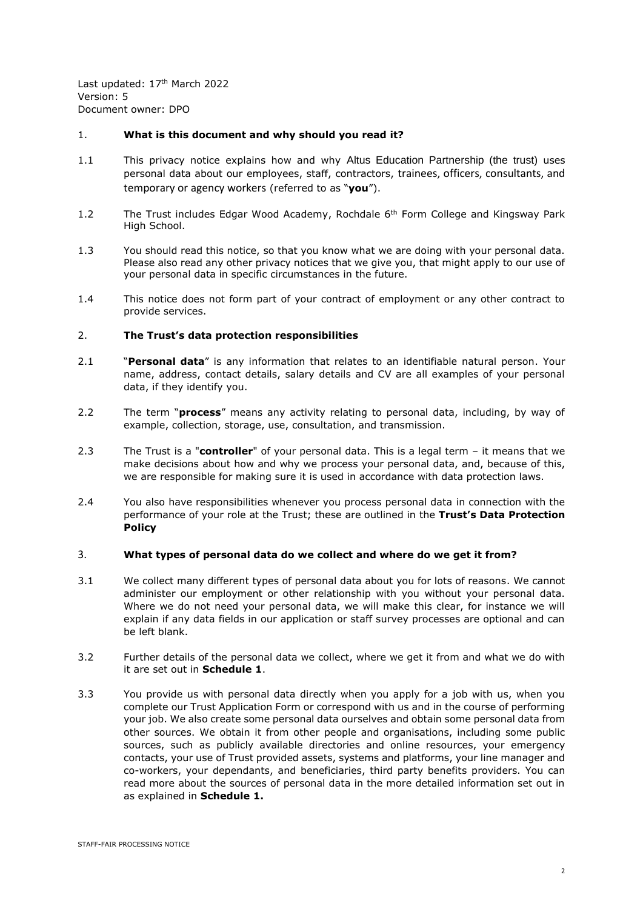Last updated: 17th March 2022
Version: 5
Document owner: DPO

1. **What is this document and why should you read it?**

1.1 This privacy notice explains how and why Altus Education Partnership (the trust) uses personal data about our employees, staff, contractors, trainees, officers, consultants, and temporary or agency workers (referred to as "**you**").

1.2 The Trust includes Edgar Wood Academy, Rochdale 6th Form College and Kingsway Park High School.

1.3 You should read this notice, so that you know what we are doing with your personal data. Please also read any other privacy notices that we give you, that might apply to our use of your personal data in specific circumstances in the future.

1.4 This notice does not form part of your contract of employment or any other contract to provide services.

2. **The Trust's data protection responsibilities**

2.1 "**Personal data**" is any information that relates to an identifiable natural person. Your name, address, contact details, salary details and CV are all examples of your personal data, if they identify you.

2.2 The term "**process**" means any activity relating to personal data, including, by way of example, collection, storage, use, consultation, and transmission.

2.3 The Trust is a "**controller**" of your personal data. This is a legal term – it means that we make decisions about how and why we process your personal data, and, because of this, we are responsible for making sure it is used in accordance with data protection laws.

2.4 You also have responsibilities whenever you process personal data in connection with the performance of your role at the Trust; these are outlined in the **Trust's Data Protection Policy**

3. **What types of personal data do we collect and where do we get it from?**

3.1 We collect many different types of personal data about you for lots of reasons. We cannot administer our employment or other relationship with you without your personal data. Where we do not need your personal data, we will make this clear, for instance we will explain if any data fields in our application or staff survey processes are optional and can be left blank.

3.2 Further details of the personal data we collect, where we get it from and what we do with it are set out in **Schedule 1**.

3.3 You provide us with personal data directly when you apply for a job with us, when you complete our Trust Application Form or correspond with us and in the course of performing your job. We also create some personal data ourselves and obtain some personal data from other sources. We obtain it from other people and organisations, including some public sources, such as publicly available directories and online resources, your emergency contacts, your use of Trust provided assets, systems and platforms, your line manager and co-workers, your dependants, and beneficiaries, third party benefits providers. You can read more about the sources of personal data in the more detailed information set out in as explained in **Schedule 1.**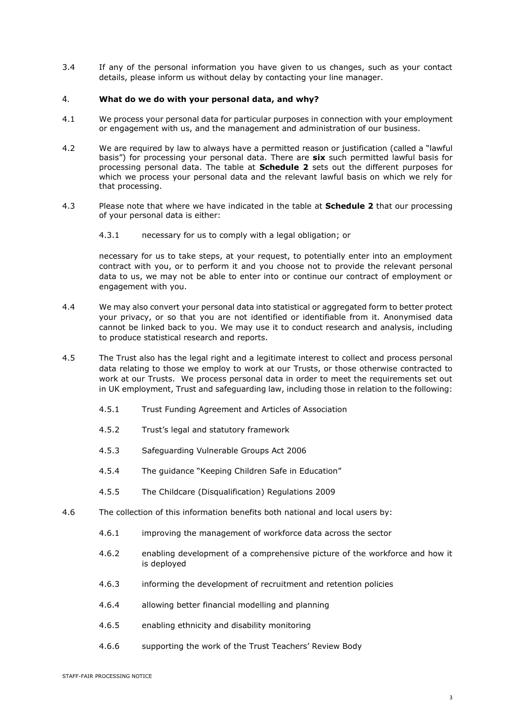3.4 If any of the personal information you have given to us changes, such as your contact details, please inform us without delay by contacting your line manager.

## 4. **What do we do with your personal data, and why?**

4.1 We process your personal data for particular purposes in connection with your employment or engagement with us, and the management and administration of our business.

4.2 We are required by law to always have a permitted reason or justification (called a "lawful basis") for processing your personal data. There are **six** such permitted lawful basis for processing personal data. The table at **Schedule 2** sets out the different purposes for which we process your personal data and the relevant lawful basis on which we rely for that processing.

4.3 Please note that where we have indicated in the table at **Schedule 2** that our processing of your personal data is either:

4.3.1 necessary for us to comply with a legal obligation; or

necessary for us to take steps, at your request, to potentially enter into an employment contract with you, or to perform it and you choose not to provide the relevant personal data to us, we may not be able to enter into or continue our contract of employment or engagement with you.

4.4 We may also convert your personal data into statistical or aggregated form to better protect your privacy, or so that you are not identified or identifiable from it. Anonymised data cannot be linked back to you. We may use it to conduct research and analysis, including to produce statistical research and reports.

4.5 The Trust also has the legal right and a legitimate interest to collect and process personal data relating to those we employ to work at our Trusts, or those otherwise contracted to work at our Trusts. We process personal data in order to meet the requirements set out in UK employment, Trust and safeguarding law, including those in relation to the following:

4.5.1 Trust Funding Agreement and Articles of Association

4.5.2 Trust's legal and statutory framework

4.5.3 Safeguarding Vulnerable Groups Act 2006

4.5.4 The guidance "Keeping Children Safe in Education"

4.5.5 The Childcare (Disqualification) Regulations 2009

4.6 The collection of this information benefits both national and local users by:

4.6.1 improving the management of workforce data across the sector

4.6.2 enabling development of a comprehensive picture of the workforce and how it is deployed

4.6.3 informing the development of recruitment and retention policies

4.6.4 allowing better financial modelling and planning

4.6.5 enabling ethnicity and disability monitoring

4.6.6 supporting the work of the Trust Teachers' Review Body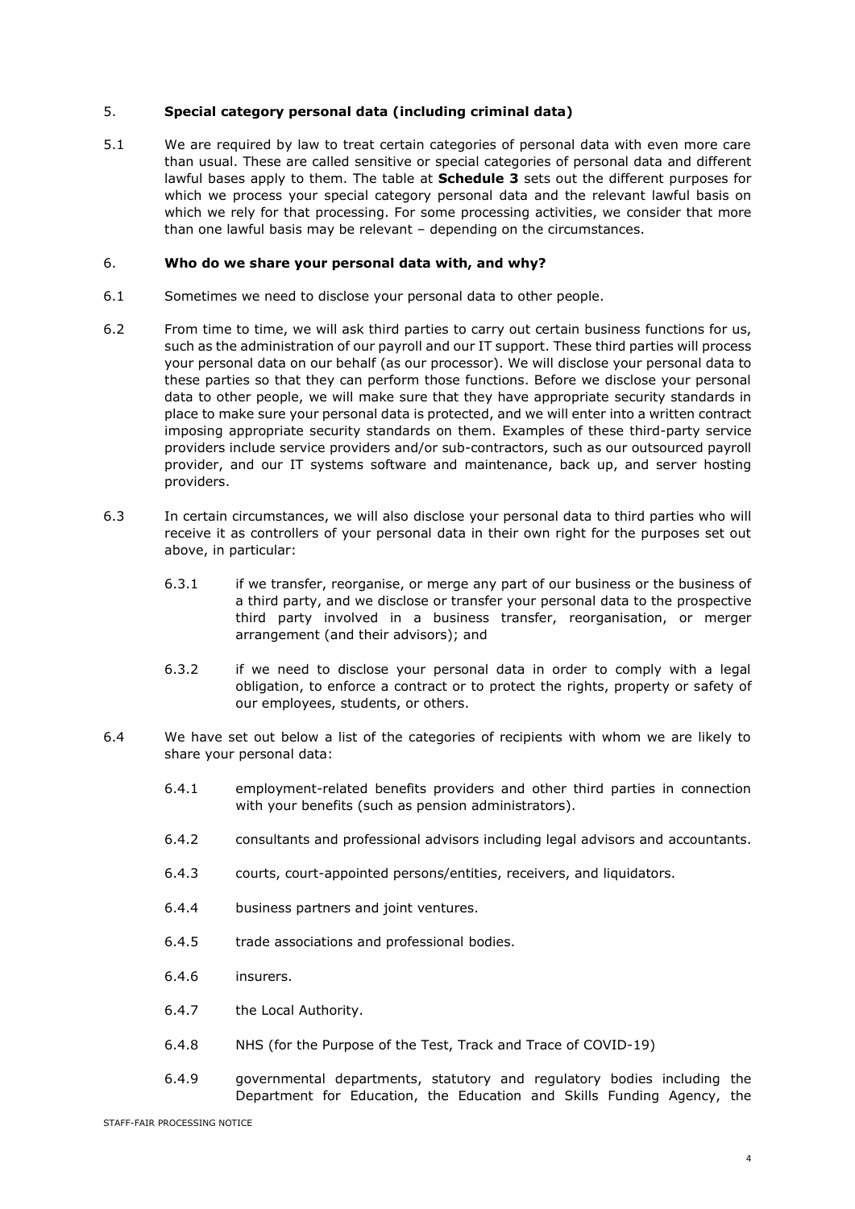## 5. **Special category personal data (including criminal data)**

5.1 We are required by law to treat certain categories of personal data with even more care than usual. These are called sensitive or special categories of personal data and different lawful bases apply to them. The table at **Schedule 3** sets out the different purposes for which we process your special category personal data and the relevant lawful basis on which we rely for that processing. For some processing activities, we consider that more than one lawful basis may be relevant – depending on the circumstances.

## 6. **Who do we share your personal data with, and why?**

6.1 Sometimes we need to disclose your personal data to other people.

6.2 From time to time, we will ask third parties to carry out certain business functions for us, such as the administration of our payroll and our IT support. These third parties will process your personal data on our behalf (as our processor). We will disclose your personal data to these parties so that they can perform those functions. Before we disclose your personal data to other people, we will make sure that they have appropriate security standards in place to make sure your personal data is protected, and we will enter into a written contract imposing appropriate security standards on them. Examples of these third-party service providers include service providers and/or sub-contractors, such as our outsourced payroll provider, and our IT systems software and maintenance, back up, and server hosting providers.

6.3 In certain circumstances, we will also disclose your personal data to third parties who will receive it as controllers of your personal data in their own right for the purposes set out above, in particular:

6.3.1 if we transfer, reorganise, or merge any part of our business or the business of a third party, and we disclose or transfer your personal data to the prospective third party involved in a business transfer, reorganisation, or merger arrangement (and their advisors); and

6.3.2 if we need to disclose your personal data in order to comply with a legal obligation, to enforce a contract or to protect the rights, property or safety of our employees, students, or others.

6.4 We have set out below a list of the categories of recipients with whom we are likely to share your personal data:

6.4.1 employment-related benefits providers and other third parties in connection with your benefits (such as pension administrators).

6.4.2 consultants and professional advisors including legal advisors and accountants.

6.4.3 courts, court-appointed persons/entities, receivers, and liquidators.

6.4.4 business partners and joint ventures.

6.4.5 trade associations and professional bodies.

6.4.6 insurers.

6.4.7 the Local Authority.

6.4.8 NHS (for the Purpose of the Test, Track and Trace of COVID-19)

6.4.9 governmental departments, statutory and regulatory bodies including the Department for Education, the Education and Skills Funding Agency, the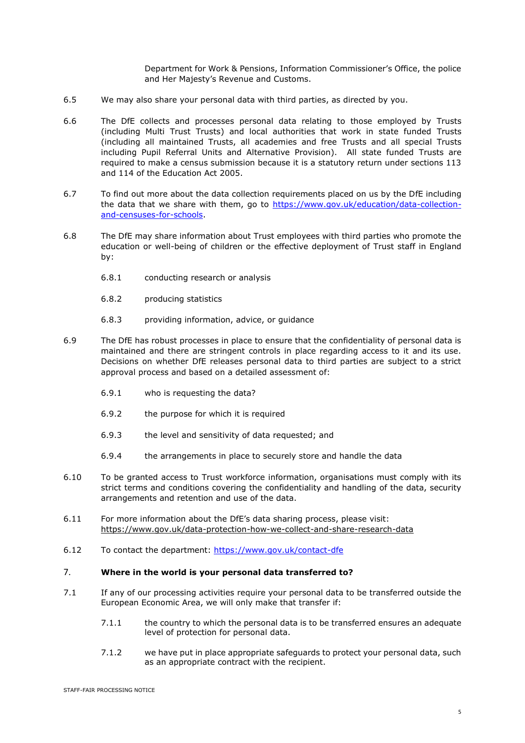Department for Work & Pensions, Information Commissioner's Office, the police and Her Majesty's Revenue and Customs.

6.5 We may also share your personal data with third parties, as directed by you.

6.6 The DfE collects and processes personal data relating to those employed by Trusts (including Multi Trust Trusts) and local authorities that work in state funded Trusts (including all maintained Trusts, all academies and free Trusts and all special Trusts including Pupil Referral Units and Alternative Provision). All state funded Trusts are required to make a census submission because it is a statutory return under sections 113 and 114 of the Education Act 2005.

6.7 To find out more about the data collection requirements placed on us by the DfE including the data that we share with them, go to [https://www.gov.uk/education/data-collection-and-censuses-for-schools](https://www.gov.uk/education/data-collection-and-censuses-for-schools).

6.8 The DfE may share information about Trust employees with third parties who promote the education or well-being of children or the effective deployment of Trust staff in England by:

- 6.8.1 conducting research or analysis
- 6.8.2 producing statistics
- 6.8.3 providing information, advice, or guidance

6.9 The DfE has robust processes in place to ensure that the confidentiality of personal data is maintained and there are stringent controls in place regarding access to it and its use. Decisions on whether DfE releases personal data to third parties are subject to a strict approval process and based on a detailed assessment of:

- 6.9.1 who is requesting the data?
- 6.9.2 the purpose for which it is required
- 6.9.3 the level and sensitivity of data requested; and
- 6.9.4 the arrangements in place to securely store and handle the data

6.10 To be granted access to Trust workforce information, organisations must comply with its strict terms and conditions covering the confidentiality and handling of the data, security arrangements and retention and use of the data.

6.11 For more information about the DfE's data sharing process, please visit: https://www.gov.uk/data-protection-how-we-collect-and-share-research-data

6.12 To contact the department: [https://www.gov.uk/contact-dfe](https://www.gov.uk/contact-dfe)

## 7. Where in the world is your personal data transferred to?

7.1 If any of our processing activities require your personal data to be transferred outside the European Economic Area, we will only make that transfer if:

- 7.1.1 the country to which the personal data is to be transferred ensures an adequate level of protection for personal data.
- 7.1.2 we have put in place appropriate safeguards to protect your personal data, such as an appropriate contract with the recipient.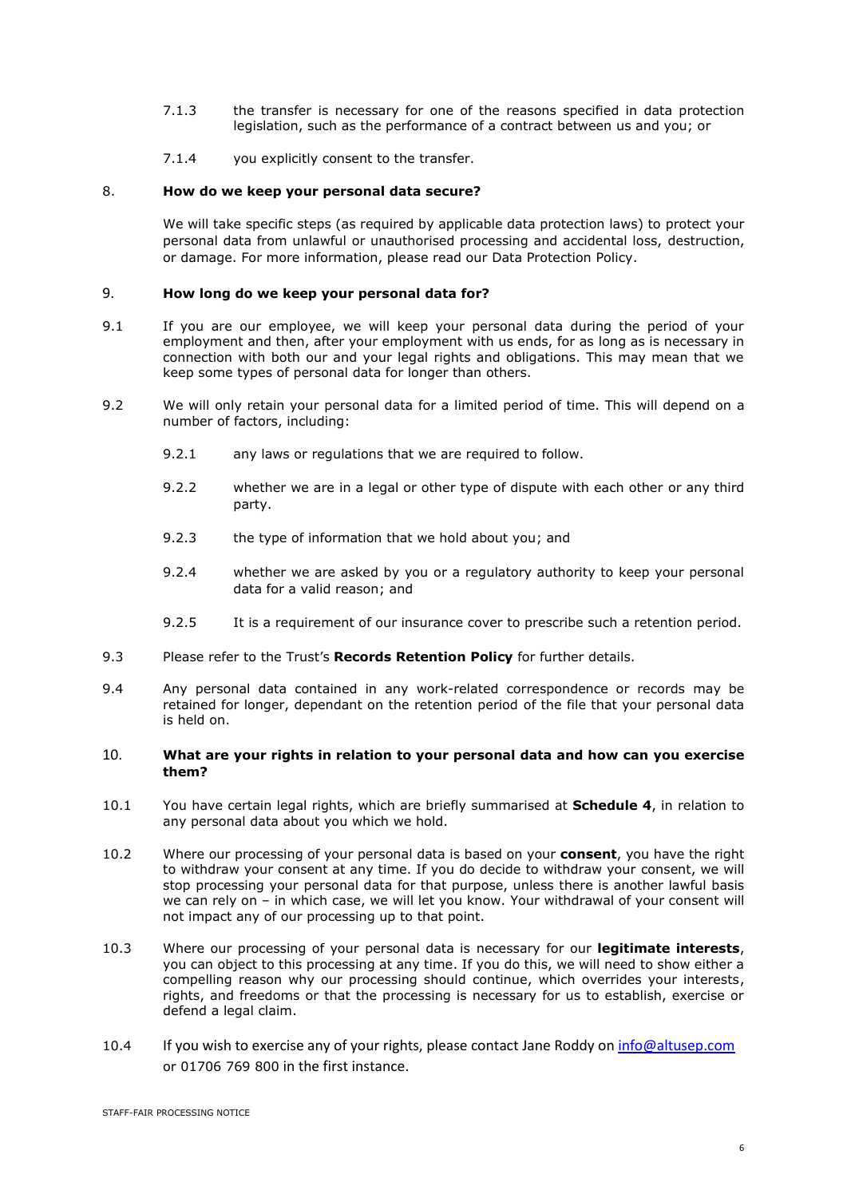7.1.3 the transfer is necessary for one of the reasons specified in data protection legislation, such as the performance of a contract between us and you; or

7.1.4 you explicitly consent to the transfer.

## 8. How do we keep your personal data secure?

We will take specific steps (as required by applicable data protection laws) to protect your personal data from unlawful or unauthorised processing and accidental loss, destruction, or damage. For more information, please read our Data Protection Policy.

## 9. How long do we keep your personal data for?

9.1 If you are our employee, we will keep your personal data during the period of your employment and then, after your employment with us ends, for as long as is necessary in connection with both our and your legal rights and obligations. This may mean that we keep some types of personal data for longer than others.

9.2 We will only retain your personal data for a limited period of time. This will depend on a number of factors, including:

9.2.1 any laws or regulations that we are required to follow.

9.2.2 whether we are in a legal or other type of dispute with each other or any third party.

9.2.3 the type of information that we hold about you; and

9.2.4 whether we are asked by you or a regulatory authority to keep your personal data for a valid reason; and

9.2.5 It is a requirement of our insurance cover to prescribe such a retention period.

9.3 Please refer to the Trust's **Records Retention Policy** for further details.

9.4 Any personal data contained in any work-related correspondence or records may be retained for longer, dependant on the retention period of the file that your personal data is held on.

## 10. What are your rights in relation to your personal data and how can you exercise them?

10.1 You have certain legal rights, which are briefly summarised at **Schedule 4**, in relation to any personal data about you which we hold.

10.2 Where our processing of your personal data is based on your **consent**, you have the right to withdraw your consent at any time. If you do decide to withdraw your consent, we will stop processing your personal data for that purpose, unless there is another lawful basis we can rely on – in which case, we will let you know. Your withdrawal of your consent will not impact any of our processing up to that point.

10.3 Where our processing of your personal data is necessary for our **legitimate interests**, you can object to this processing at any time. If you do this, we will need to show either a compelling reason why our processing should continue, which overrides your interests, rights, and freedoms or that the processing is necessary for us to establish, exercise or defend a legal claim.

10.4 If you wish to exercise any of your rights, please contact Jane Roddy on info@altusep.com or 01706 769 800 in the first instance.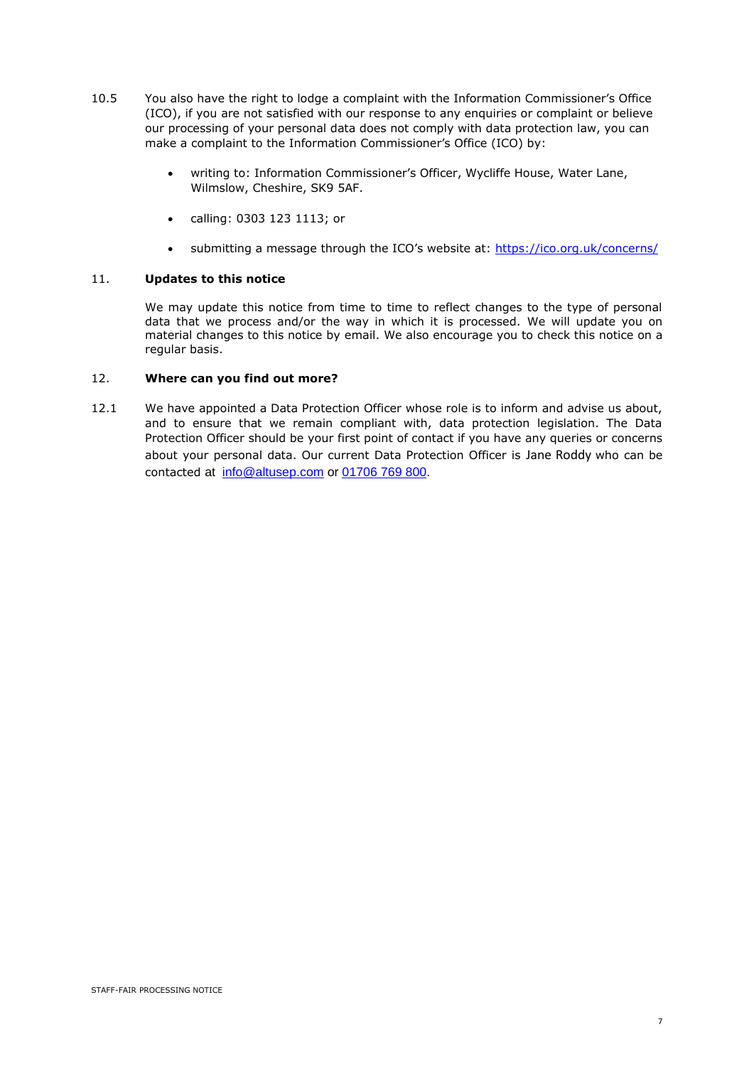10.5 You also have the right to lodge a complaint with the Information Commissioner's Office (ICO), if you are not satisfied with our response to any enquiries or complaint or believe our processing of your personal data does not comply with data protection law, you can make a complaint to the Information Commissioner's Office (ICO) by:

- writing to: Information Commissioner's Officer, Wycliffe House, Water Lane, Wilmslow, Cheshire, SK9 5AF.
- calling: 0303 123 1113; or
- submitting a message through the ICO's website at: https://ico.org.uk/concerns/

## 11. Updates to this notice

We may update this notice from time to time to reflect changes to the type of personal data that we process and/or the way in which it is processed. We will update you on material changes to this notice by email. We also encourage you to check this notice on a regular basis.

## 12. Where can you find out more?

12.1 We have appointed a Data Protection Officer whose role is to inform and advise us about, and to ensure that we remain compliant with, data protection legislation. The Data Protection Officer should be your first point of contact if you have any queries or concerns about your personal data. Our current Data Protection Officer is Jane Roddy who can be contacted at info@altusep.com or 01706 769 800.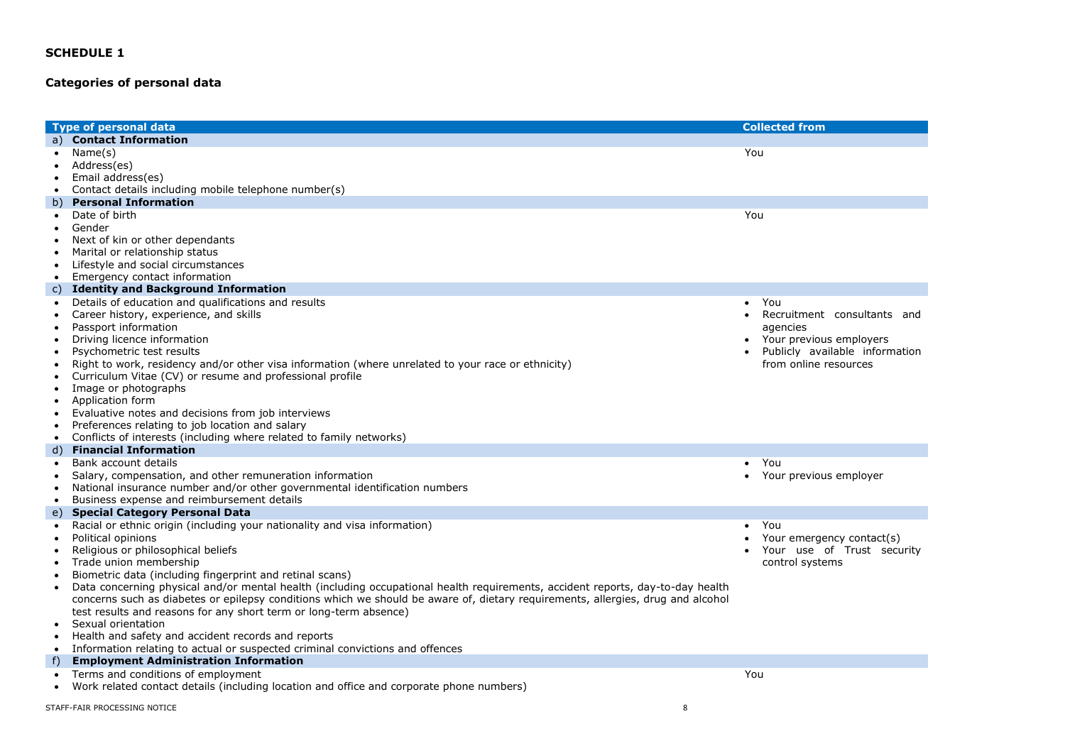**SCHEDULE 1**

**Categories of personal data**

| Type of personal data | Collected from |
|---|---|
| a) **Contact Information** | |
| • Name(s)<br>• Address(es)<br>• Email address(es)<br>• Contact details including mobile telephone number(s) | You |
| b) **Personal Information** | |
| • Date of birth<br>• Gender<br>• Next of kin or other dependants<br>• Marital or relationship status<br>• Lifestyle and social circumstances<br>• Emergency contact information | You |
| c) **Identity and Background Information** | |
| • Details of education and qualifications and results<br>• Career history, experience, and skills<br>• Passport information<br>• Driving licence information<br>• Psychometric test results<br>• Right to work, residency and/or other visa information (where unrelated to your race or ethnicity)<br>• Curriculum Vitae (CV) or resume and professional profile<br>• Image or photographs<br>• Application form<br>• Evaluative notes and decisions from job interviews<br>• Preferences relating to job location and salary<br>• Conflicts of interests (including where related to family networks) | • You<br>• Recruitment consultants and agencies<br>• Your previous employers<br>• Publicly available information from online resources |
| d) **Financial Information** | |
| • Bank account details<br>• Salary, compensation, and other remuneration information<br>• National insurance number and/or other governmental identification numbers<br>• Business expense and reimbursement details | • You<br>• Your previous employer |
| e) **Special Category Personal Data** | |
| • Racial or ethnic origin (including your nationality and visa information)<br>• Political opinions<br>• Religious or philosophical beliefs<br>• Trade union membership<br>• Biometric data (including fingerprint and retinal scans)<br>• Data concerning physical and/or mental health (including occupational health requirements, accident reports, day-to-day health concerns such as diabetes or epilepsy conditions which we should be aware of, dietary requirements, allergies, drug and alcohol test results and reasons for any short term or long-term absence)<br>• Sexual orientation<br>• Health and safety and accident records and reports<br>• Information relating to actual or suspected criminal convictions and offences | • You<br>• Your emergency contact(s)<br>• Your use of Trust security control systems |
| f) **Employment Administration Information** | |
| • Terms and conditions of employment<br>• Work related contact details (including location and office and corporate phone numbers) | You |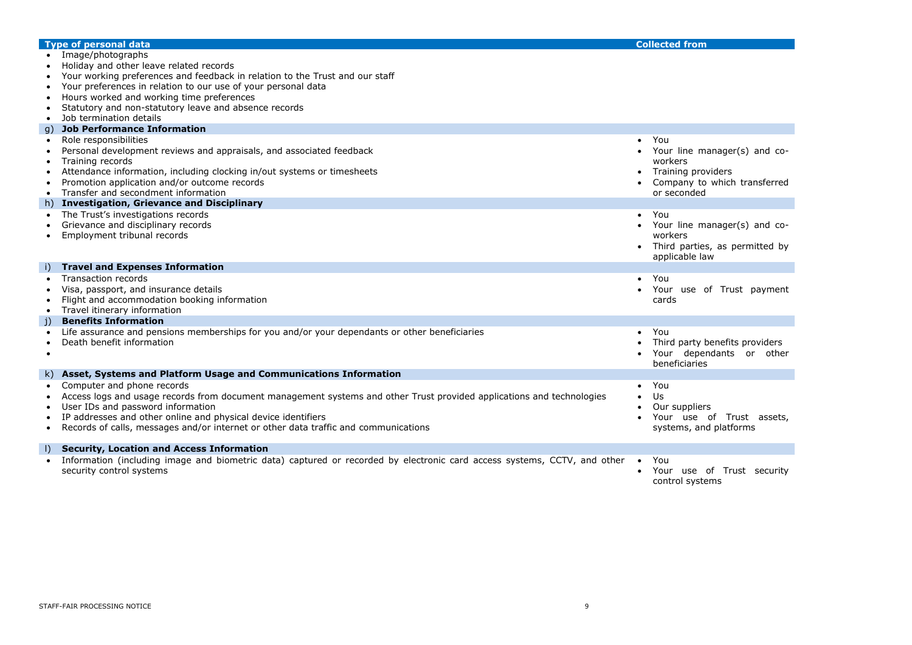| Type of personal data | Collected from |
|---|---|
| • Image/photographs<br>• Holiday and other leave related records<br>• Your working preferences and feedback in relation to the Trust and our staff<br>• Your preferences in relation to our use of your personal data<br>• Hours worked and working time preferences<br>• Statutory and non-statutory leave and absence records<br>• Job termination details | |
| **g) Job Performance Information** | |
| • Role responsibilities<br>• Personal development reviews and appraisals, and associated feedback<br>• Training records<br>• Attendance information, including clocking in/out systems or timesheets<br>• Promotion application and/or outcome records<br>• Transfer and secondment information | • You<br>• Your line manager(s) and co-workers<br>• Training providers<br>• Company to which transferred or seconded |
| **h) Investigation, Grievance and Disciplinary** | |
| • The Trust's investigations records<br>• Grievance and disciplinary records<br>• Employment tribunal records | • You<br>• Your line manager(s) and co-workers<br>• Third parties, as permitted by applicable law |
| **i) Travel and Expenses Information** | |
| • Transaction records<br>• Visa, passport, and insurance details<br>• Flight and accommodation booking information<br>• Travel itinerary information | • You<br>• Your use of Trust payment cards |
| **j) Benefits Information** | |
| • Life assurance and pensions memberships for you and/or your dependants or other beneficiaries<br>• Death benefit information<br>• | • You<br>• Third party benefits providers<br>• Your dependants or other beneficiaries |
| **k) Asset, Systems and Platform Usage and Communications Information** | |
| • Computer and phone records<br>• Access logs and usage records from document management systems and other Trust provided applications and technologies<br>• User IDs and password information<br>• IP addresses and other online and physical device identifiers<br>• Records of calls, messages and/or internet or other data traffic and communications | • You<br>• Us<br>• Our suppliers<br>• Your use of Trust assets, systems, and platforms |
| **l) Security, Location and Access Information** | |
| • Information (including image and biometric data) captured or recorded by electronic card access systems, CCTV, and other security control systems | • You<br>• Your use of Trust security control systems |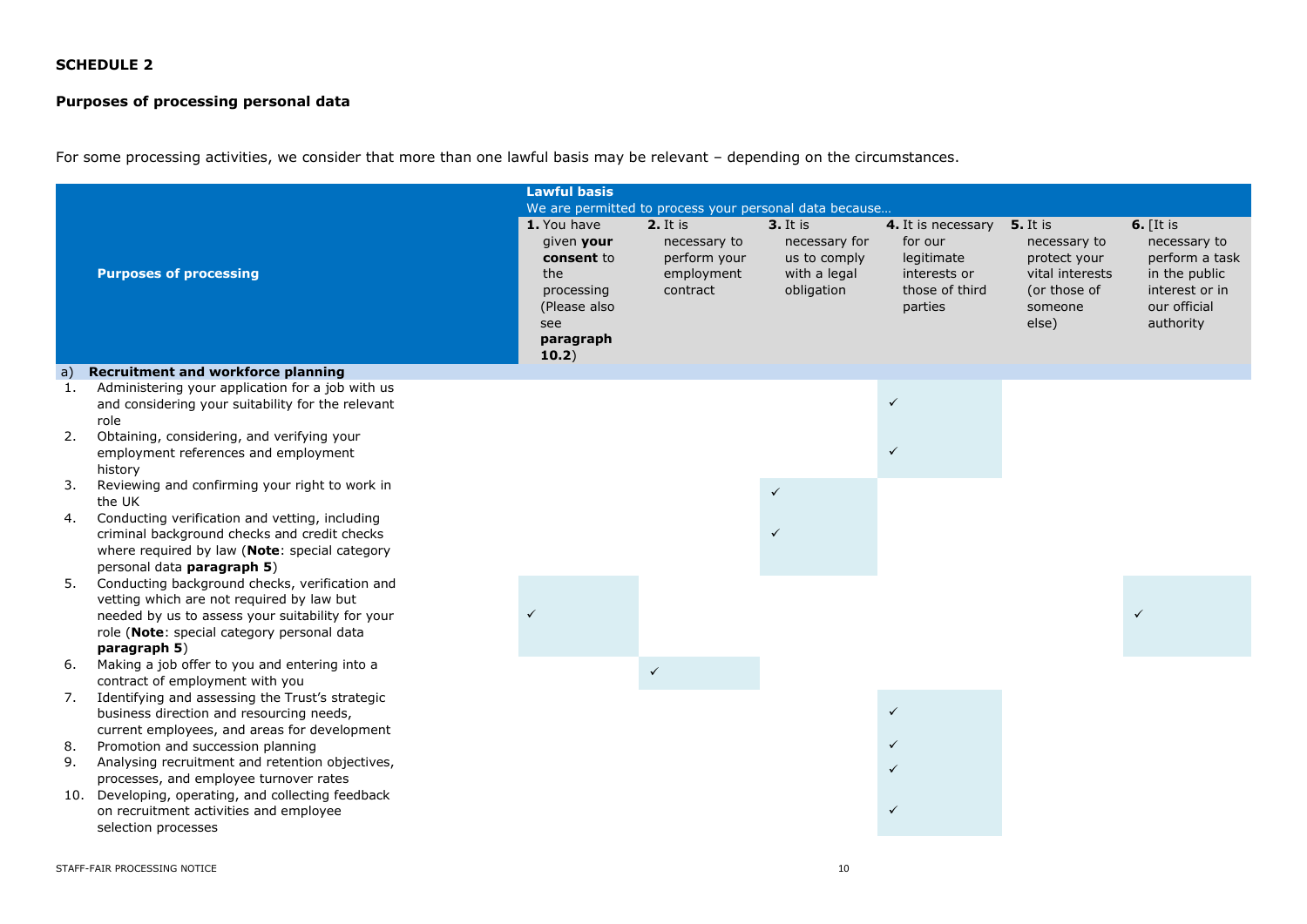**SCHEDULE 2**

**Purposes of processing personal data**

For some processing activities, we consider that more than one lawful basis may be relevant – depending on the circumstances.

| **Purposes of processing** | **Lawful basis** We are permitted to process your personal data because… | | | | | |
|---|---|---|---|---|---|---|
| | **1.** You have given **your consent** to the processing (Please also see **paragraph 10.2**) | **2.** It is necessary to perform your employment contract | **3.** It is necessary for us to comply with a legal obligation | **4.** It is necessary for our legitimate interests or those of third parties | **5.** It is necessary to protect your vital interests (or those of someone else) | **6.** [It is necessary to perform a task in the public interest or in our official authority |
| a) **Recruitment and workforce planning** | | | | | | |
| 1. Administering your application for a job with us and considering your suitability for the relevant role | | | | ✓ | | |
| 2. Obtaining, considering, and verifying your employment references and employment history | | | | ✓ | | |
| 3. Reviewing and confirming your right to work in the UK | | | ✓ | | | |
| 4. Conducting verification and vetting, including criminal background checks and credit checks where required by law (**Note**: special category personal data **paragraph 5**) | | | ✓ | | | |
| 5. Conducting background checks, verification and vetting which are not required by law but needed by us to assess your suitability for your role (**Note**: special category personal data **paragraph 5**) | ✓ | | | | | ✓ |
| 6. Making a job offer to you and entering into a contract of employment with you | | ✓ | | | | |
| 7. Identifying and assessing the Trust's strategic business direction and resourcing needs, current employees, and areas for development | | | | ✓ | | |
| 8. Promotion and succession planning | | | | ✓ | | |
| 9. Analysing recruitment and retention objectives, processes, and employee turnover rates | | | | ✓ | | |
| 10. Developing, operating, and collecting feedback on recruitment activities and employee selection processes | | | | ✓ | | |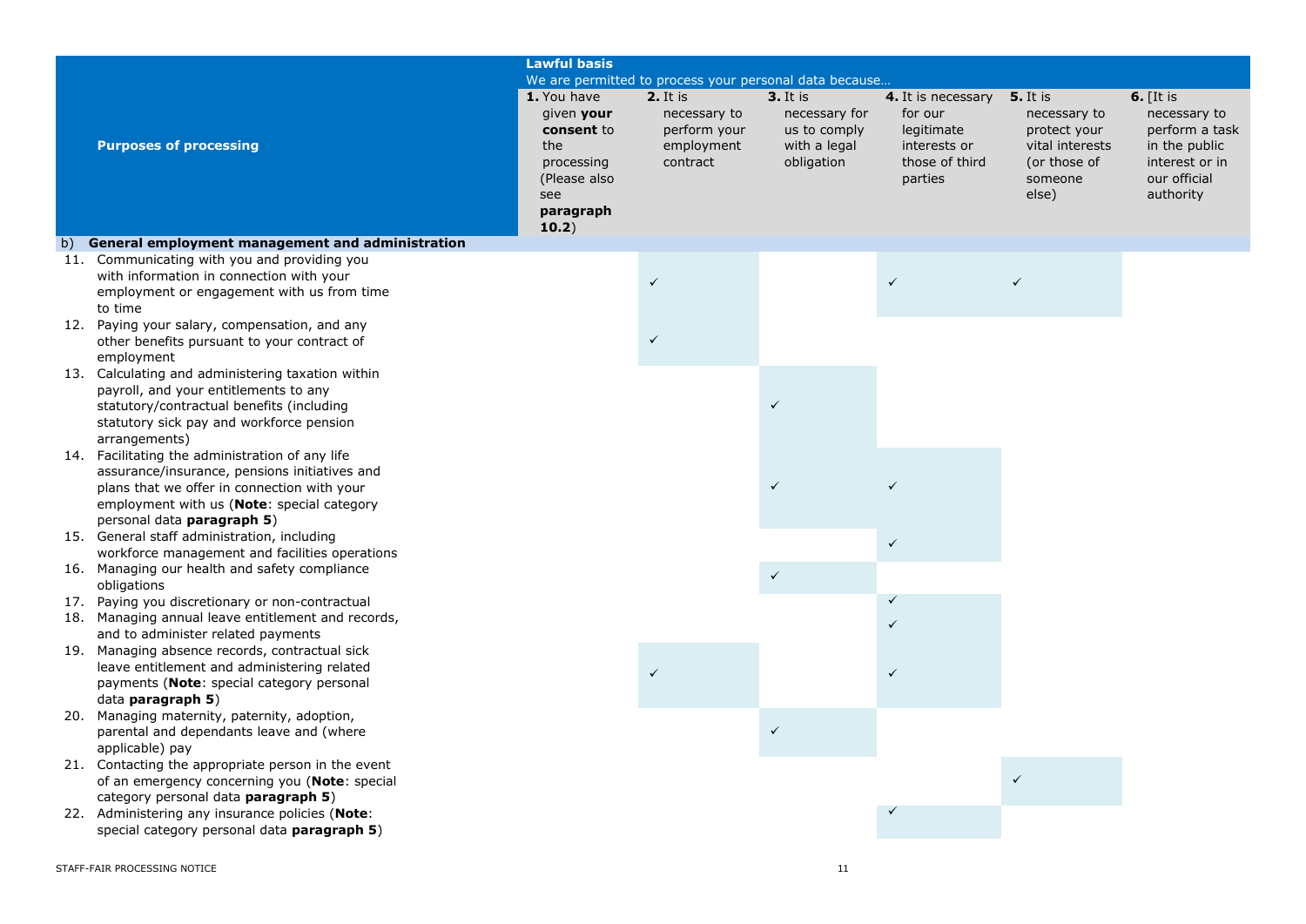| Purposes of processing | **Lawful basis** We are permitted to process your personal data because… | | | | | |
|---|---|---|---|---|---|---|
| | **1.** You have given **your consent** to the processing (Please also see **paragraph 10.2**) | **2.** It is necessary to perform your employment contract | **3.** It is necessary for us to comply with a legal obligation | **4.** It is necessary for our legitimate interests or those of third parties | **5.** It is necessary to protect your vital interests (or those of someone else) | **6.** [It is necessary to perform a task in the public interest or in our official authority |
| b) **General employment management and administration** | | | | | | |
| 11. Communicating with you and providing you with information in connection with your employment or engagement with us from time to time | | ✓ | | ✓ | ✓ | |
| 12. Paying your salary, compensation, and any other benefits pursuant to your contract of employment | | ✓ | | | | |
| 13. Calculating and administering taxation within payroll, and your entitlements to any statutory/contractual benefits (including statutory sick pay and workforce pension arrangements) | | | ✓ | | | |
| 14. Facilitating the administration of any life assurance/insurance, pensions initiatives and plans that we offer in connection with your employment with us (**Note**: special category personal data **paragraph 5**) | | | ✓ | ✓ | | |
| 15. General staff administration, including workforce management and facilities operations | | | | ✓ | | |
| 16. Managing our health and safety compliance obligations | | | ✓ | | | |
| 17. Paying you discretionary or non-contractual | | | | ✓ | | |
| 18. Managing annual leave entitlement and records, and to administer related payments | | | | ✓ | | |
| 19. Managing absence records, contractual sick leave entitlement and administering related payments (**Note**: special category personal data **paragraph 5**) | | ✓ | | ✓ | | |
| 20. Managing maternity, paternity, adoption, parental and dependants leave and (where applicable) pay | | | ✓ | | | |
| 21. Contacting the appropriate person in the event of an emergency concerning you (**Note**: special category personal data **paragraph 5**) | | | | | ✓ | |
| 22. Administering any insurance policies (**Note**: special category personal data **paragraph 5**) | | | | ✓ | | |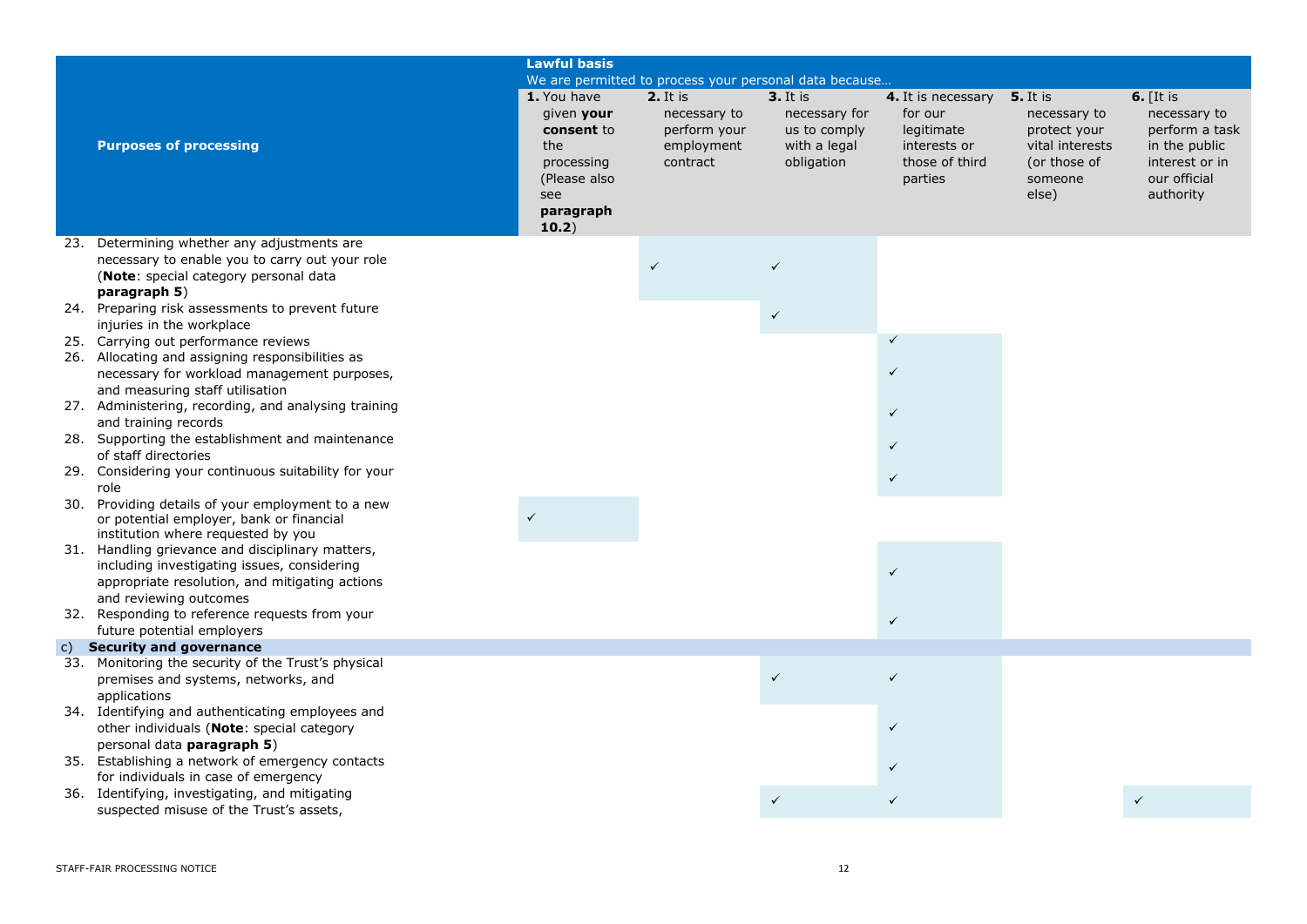| Purposes of processing | **Lawful basis** We are permitted to process your personal data because… **1.** You have given **your consent** to the processing (Please also see **paragraph 10.2**) | **2.** It is necessary to perform your employment contract | **3.** It is necessary for us to comply with a legal obligation | **4.** It is necessary for our legitimate interests or those of third parties | **5.** It is necessary to protect your vital interests (or those of someone else) | **6.** [It is necessary to perform a task in the public interest or in our official authority |
|---|---|---|---|---|---|---|
| 23. Determining whether any adjustments are necessary to enable you to carry out your role (**Note**: special category personal data **paragraph 5**) | | ✓ | ✓ | | | |
| 24. Preparing risk assessments to prevent future injuries in the workplace | | | ✓ | | | |
| 25. Carrying out performance reviews | | | | ✓ | | |
| 26. Allocating and assigning responsibilities as necessary for workload management purposes, and measuring staff utilisation | | | | ✓ | | |
| 27. Administering, recording, and analysing training and training records | | | | ✓ | | |
| 28. Supporting the establishment and maintenance of staff directories | | | | ✓ | | |
| 29. Considering your continuous suitability for your role | | | | ✓ | | |
| 30. Providing details of your employment to a new or potential employer, bank or financial institution where requested by you | ✓ | | | | | |
| 31. Handling grievance and disciplinary matters, including investigating issues, considering appropriate resolution, and mitigating actions and reviewing outcomes | | | | ✓ | | |
| 32. Responding to reference requests from your future potential employers | | | | ✓ | | |
| c) **Security and governance** | | | | | | |
| 33. Monitoring the security of the Trust's physical premises and systems, networks, and applications | | | ✓ | ✓ | | |
| 34. Identifying and authenticating employees and other individuals (**Note**: special category personal data **paragraph 5**) | | | | ✓ | | |
| 35. Establishing a network of emergency contacts for individuals in case of emergency | | | | ✓ | | |
| 36. Identifying, investigating, and mitigating suspected misuse of the Trust's assets, | | | ✓ | ✓ | | ✓ |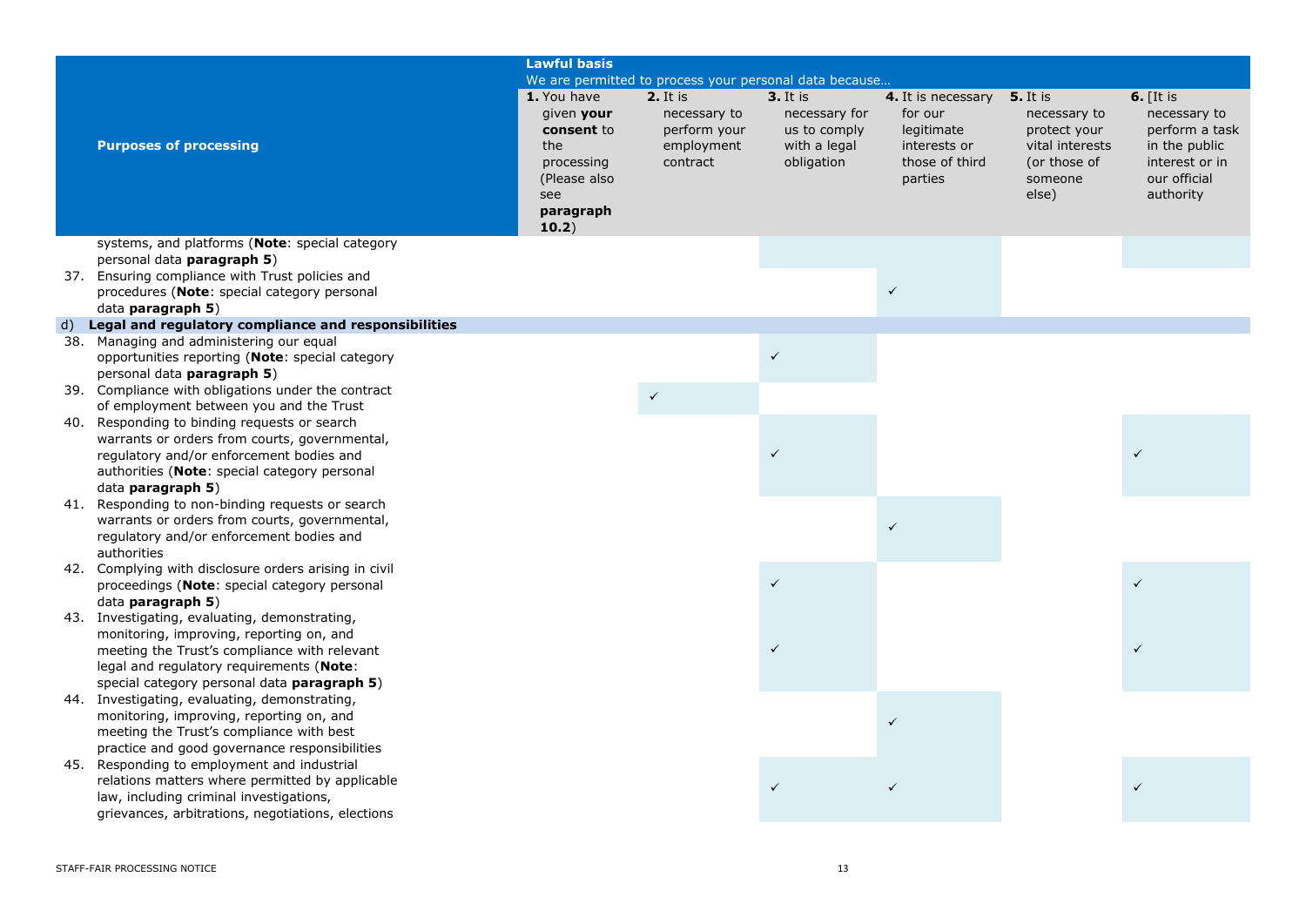| Purposes of processing | **Lawful basis** We are permitted to process your personal data because… **1.** You have given **your consent** to the processing (Please also see **paragraph 10.2**) | **2.** It is necessary to perform your employment contract | **3.** It is necessary for us to comply with a legal obligation | **4.** It is necessary for our legitimate interests or those of third parties | **5.** It is necessary to protect your vital interests (or those of someone else) | **6.** [It is necessary to perform a task in the public interest or in our official authority |
|---|---|---|---|---|---|---|
| systems, and platforms (**Note**: special category personal data **paragraph 5**) | | | | | | |
| 37. Ensuring compliance with Trust policies and procedures (**Note**: special category personal data **paragraph 5**) | | | | ✓ | | |
| **d) Legal and regulatory compliance and responsibilities** | | | | | | |
| 38. Managing and administering our equal opportunities reporting (**Note**: special category personal data **paragraph 5**) | | | ✓ | | | |
| 39. Compliance with obligations under the contract of employment between you and the Trust | | ✓ | | | | |
| 40. Responding to binding requests or search warrants or orders from courts, governmental, regulatory and/or enforcement bodies and authorities (**Note**: special category personal data **paragraph 5**) | | | ✓ | | | ✓ |
| 41. Responding to non-binding requests or search warrants or orders from courts, governmental, regulatory and/or enforcement bodies and authorities | | | | ✓ | | |
| 42. Complying with disclosure orders arising in civil proceedings (**Note**: special category personal data **paragraph 5**) | | | ✓ | | | ✓ |
| 43. Investigating, evaluating, demonstrating, monitoring, improving, reporting on, and meeting the Trust's compliance with relevant legal and regulatory requirements (**Note**: special category personal data **paragraph 5**) | | | ✓ | | | ✓ |
| 44. Investigating, evaluating, demonstrating, monitoring, improving, reporting on, and meeting the Trust's compliance with best practice and good governance responsibilities | | | | ✓ | | |
| 45. Responding to employment and industrial relations matters where permitted by applicable law, including criminal investigations, grievances, arbitrations, negotiations, elections | | | ✓ | ✓ | | ✓ |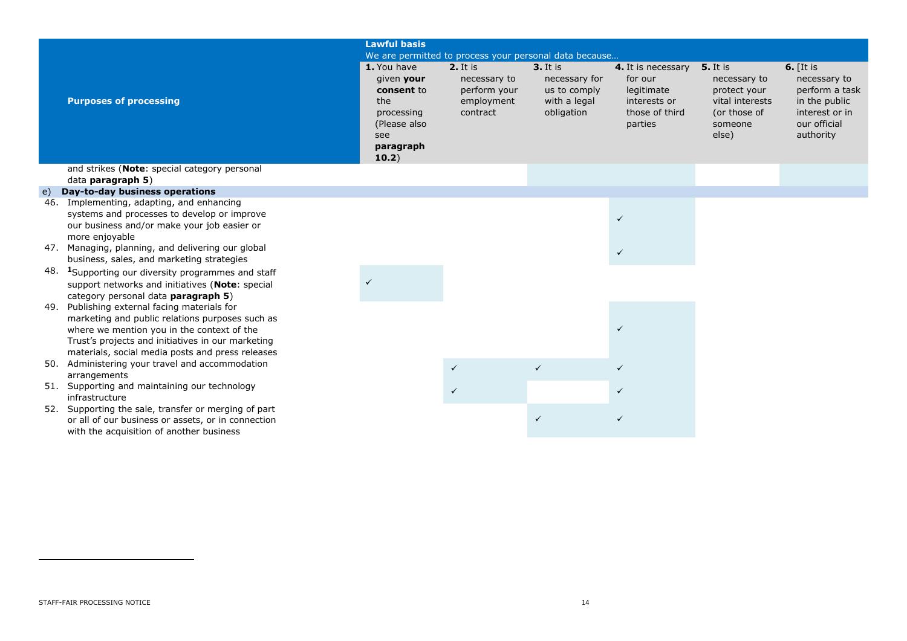| Purposes of processing | **Lawful basis** We are permitted to process your personal data because… | | | | | |
|---|---|---|---|---|---|---|
| | **1.** You have given **your consent** to the processing (Please also see **paragraph 10.2**) | **2.** It is necessary to perform your employment contract | **3.** It is necessary for us to comply with a legal obligation | **4.** It is necessary for our legitimate interests or those of third parties | **5.** It is necessary to protect your vital interests (or those of someone else) | **6.** [It is necessary to perform a task in the public interest or in our official authority |
| and strikes (**Note**: special category personal data **paragraph 5**) | | | | | | |
| **e) Day-to-day business operations** | | | | | | |
| 46. Implementing, adapting, and enhancing systems and processes to develop or improve our business and/or make your job easier or more enjoyable | | | | ✓ | | |
| 47. Managing, planning, and delivering our global business, sales, and marketing strategies | | | | ✓ | | |
| 48. [1]Supporting our diversity programmes and staff support networks and initiatives (**Note**: special category personal data **paragraph 5**) | ✓ | | | | | |
| 49. Publishing external facing materials for marketing and public relations purposes such as where we mention you in the context of the Trust's projects and initiatives in our marketing materials, social media posts and press releases | | | | ✓ | | |
| 50. Administering your travel and accommodation arrangements | | ✓ | ✓ | ✓ | | |
| 51. Supporting and maintaining our technology infrastructure | | ✓ | | ✓ | | |
| 52. Supporting the sale, transfer or merging of part or all of our business or assets, or in connection with the acquisition of another business | | | ✓ | ✓ | | |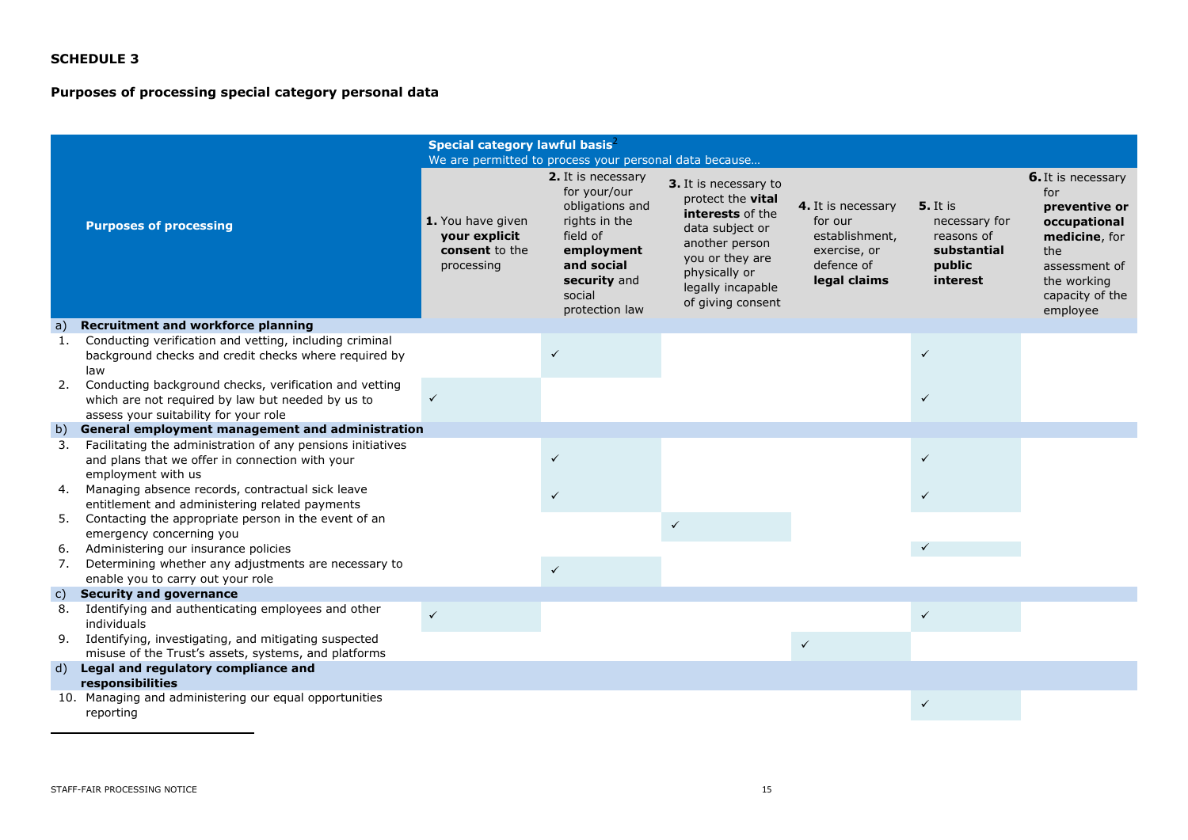**SCHEDULE 3**

**Purposes of processing special category personal data**

| **Purposes of processing** | **Special category lawful basis**[2] We are permitted to process your personal data because… | | | | | |
|---|---|---|---|---|---|---|
| | **1.** You have given **your explicit consent** to the processing | **2.** It is necessary for your/our obligations and rights in the field of **employment and social security** and social protection law | **3.** It is necessary to protect the **vital interests** of the data subject or another person you or they are physically or legally incapable of giving consent | **4.** It is necessary for our establishment, exercise, or defence of **legal claims** | **5.** It is necessary for reasons of **substantial public interest** | **6.** It is necessary for **preventive or occupational medicine**, for the assessment of the working capacity of the employee |
| **a) Recruitment and workforce planning** | | | | | | |
| 1. Conducting verification and vetting, including criminal background checks and credit checks where required by law | | ✓ | | | ✓ | |
| 2. Conducting background checks, verification and vetting which are not required by law but needed by us to assess your suitability for your role | ✓ | | | | ✓ | |
| **b) General employment management and administration** | | | | | | |
| 3. Facilitating the administration of any pensions initiatives and plans that we offer in connection with your employment with us | | ✓ | | | ✓ | |
| 4. Managing absence records, contractual sick leave entitlement and administering related payments | | ✓ | | | ✓ | |
| 5. Contacting the appropriate person in the event of an emergency concerning you | | | ✓ | | | |
| 6. Administering our insurance policies | | | | | ✓ | |
| 7. Determining whether any adjustments are necessary to enable you to carry out your role | | ✓ | | | | |
| **c) Security and governance** | | | | | | |
| 8. Identifying and authenticating employees and other individuals | ✓ | | | | ✓ | |
| 9. Identifying, investigating, and mitigating suspected misuse of the Trust's assets, systems, and platforms | | | | ✓ | | |
| **d) Legal and regulatory compliance and responsibilities** | | | | | | |
| 10. Managing and administering our equal opportunities reporting | | | | | ✓ | |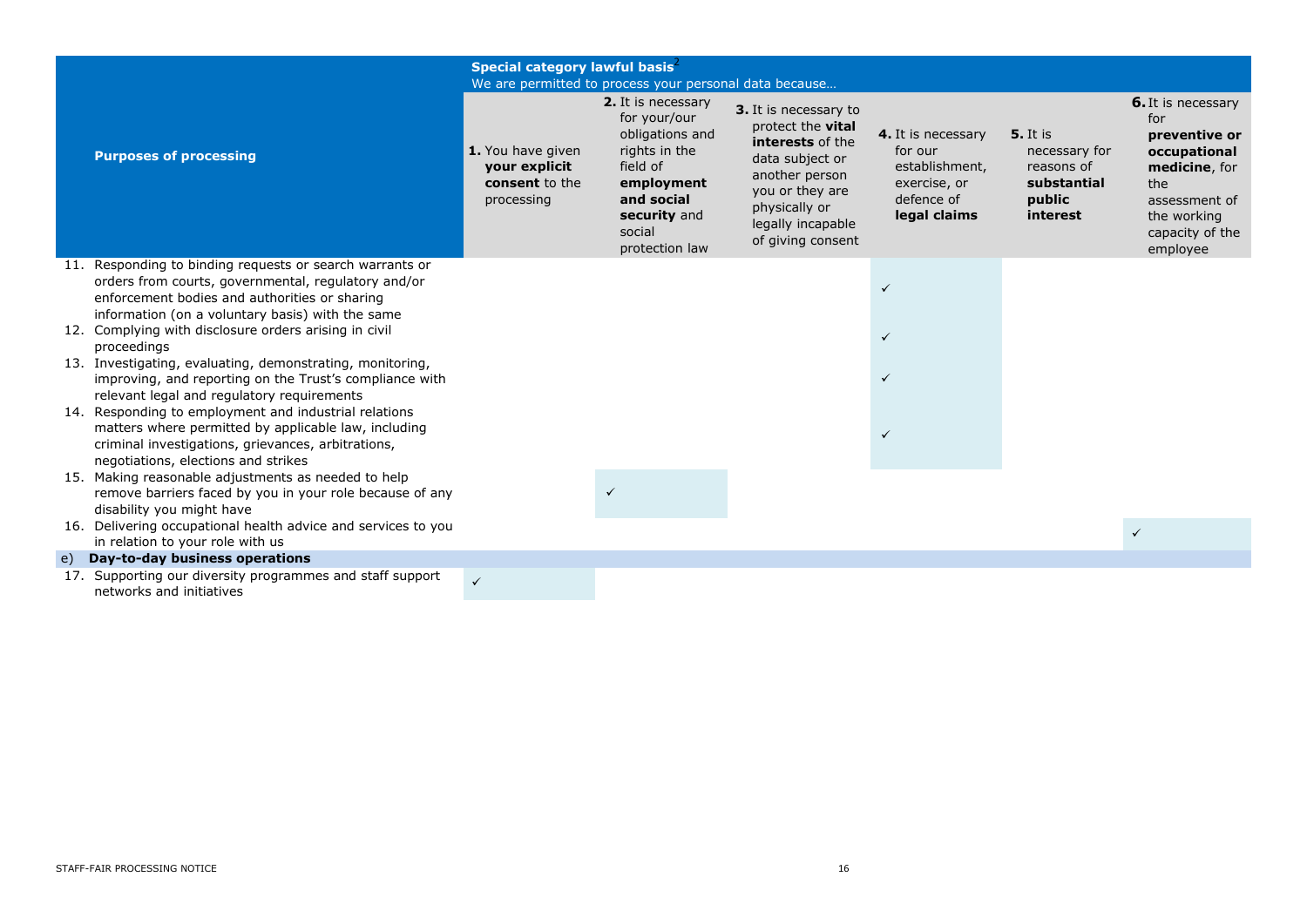| Purposes of processing | Special category lawful basis[2] We are permitted to process your personal data because… | | | | | |
|---|---|---|---|---|---|---|
| | **1.** You have given **your explicit consent** to the processing | **2.** It is necessary for your/our obligations and rights in the field of **employment and social security** and social protection law | **3.** It is necessary to protect the **vital interests** of the data subject or another person you or they are physically or legally incapable of giving consent | **4.** It is necessary for our establishment, exercise, or defence of **legal claims** | **5.** It is necessary for reasons of **substantial public interest** | **6.** It is necessary for **preventive or occupational medicine**, for the assessment of the working capacity of the employee |
| 11. Responding to binding requests or search warrants or orders from courts, governmental, regulatory and/or enforcement bodies and authorities or sharing information (on a voluntary basis) with the same | | | | ✓ | | |
| 12. Complying with disclosure orders arising in civil proceedings | | | | ✓ | | |
| 13. Investigating, evaluating, demonstrating, monitoring, improving, and reporting on the Trust's compliance with relevant legal and regulatory requirements | | | | ✓ | | |
| 14. Responding to employment and industrial relations matters where permitted by applicable law, including criminal investigations, grievances, arbitrations, negotiations, elections and strikes | | | | ✓ | | |
| 15. Making reasonable adjustments as needed to help remove barriers faced by you in your role because of any disability you might have | | ✓ | | | | |
| 16. Delivering occupational health advice and services to you in relation to your role with us | | | | | | ✓ |
| **e) Day-to-day business operations** | | | | | | |
| 17. Supporting our diversity programmes and staff support networks and initiatives | ✓ | | | | | |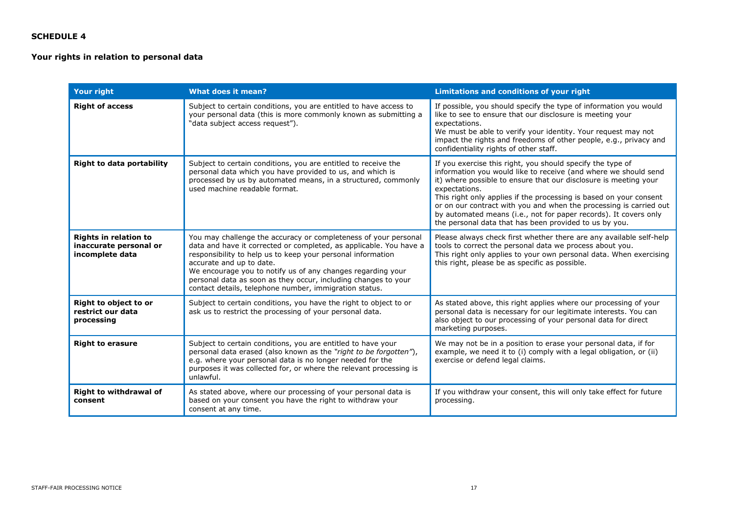**SCHEDULE 4**

**Your rights in relation to personal data**

| Your right | What does it mean? | Limitations and conditions of your right |
|---|---|---|
| **Right of access** | Subject to certain conditions, you are entitled to have access to your personal data (this is more commonly known as submitting a "data subject access request"). | If possible, you should specify the type of information you would like to see to ensure that our disclosure is meeting your expectations.<br>We must be able to verify your identity. Your request may not impact the rights and freedoms of other people, e.g., privacy and confidentiality rights of other staff. |
| **Right to data portability** | Subject to certain conditions, you are entitled to receive the personal data which you have provided to us, and which is processed by us by automated means, in a structured, commonly used machine readable format. | If you exercise this right, you should specify the type of information you would like to receive (and where we should send it) where possible to ensure that our disclosure is meeting your expectations.<br>This right only applies if the processing is based on your consent or on our contract with you and when the processing is carried out by automated means (i.e., not for paper records). It covers only the personal data that has been provided to us by you. |
| **Rights in relation to inaccurate personal or incomplete data** | You may challenge the accuracy or completeness of your personal data and have it corrected or completed, as applicable. You have a responsibility to help us to keep your personal information accurate and up to date.<br>We encourage you to notify us of any changes regarding your personal data as soon as they occur, including changes to your contact details, telephone number, immigration status. | Please always check first whether there are any available self-help tools to correct the personal data we process about you.<br>This right only applies to your own personal data. When exercising this right, please be as specific as possible. |
| **Right to object to or restrict our data processing** | Subject to certain conditions, you have the right to object to or ask us to restrict the processing of your personal data. | As stated above, this right applies where our processing of your personal data is necessary for our legitimate interests. You can also object to our processing of your personal data for direct marketing purposes. |
| **Right to erasure** | Subject to certain conditions, you are entitled to have your personal data erased (also known as the *"right to be forgotten"*), e.g. where your personal data is no longer needed for the purposes it was collected for, or where the relevant processing is unlawful. | We may not be in a position to erase your personal data, if for example, we need it to (i) comply with a legal obligation, or (ii) exercise or defend legal claims. |
| **Right to withdrawal of consent** | As stated above, where our processing of your personal data is based on your consent you have the right to withdraw your consent at any time. | If you withdraw your consent, this will only take effect for future processing. |